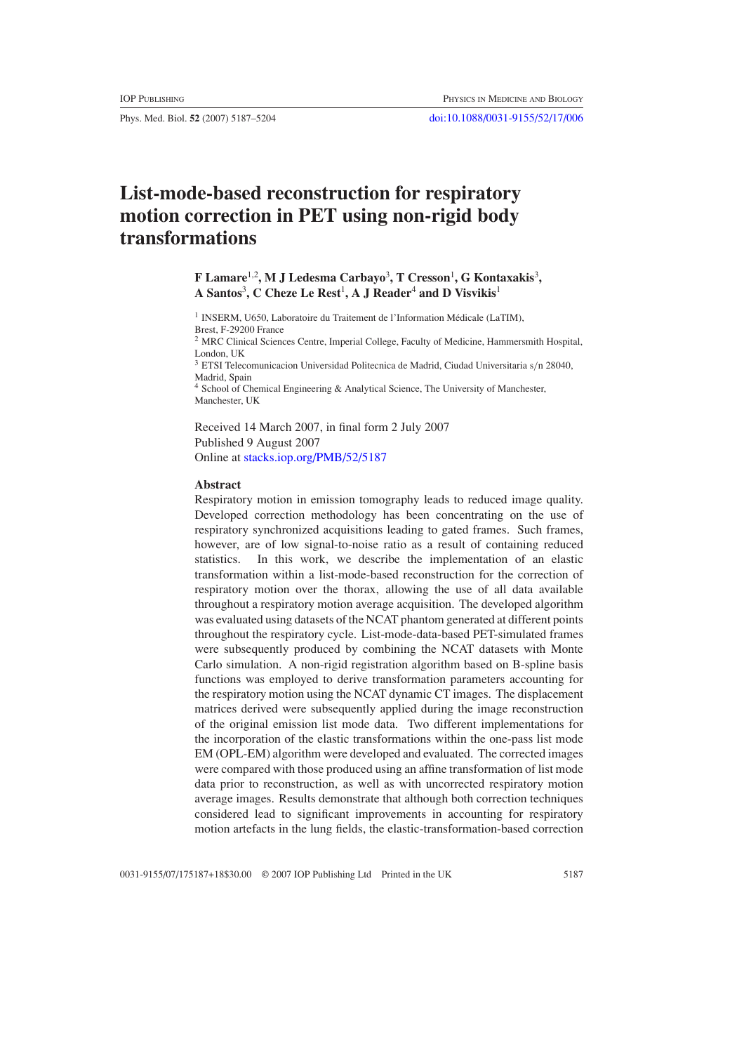# List-mode-based reconstruction for respiratory motion correction in PET using non-rigid body transformations

**F Lamare[1,2], M J Ledesma Carbayo[3], T Cresson[1], G Kontaxakis[3], A Santos[3], C Cheze Le Rest[1], A J Reader[4] and D Visvikis[1]**

[1] INSERM, U650, Laboratoire du Traitement de l'Information Médicale (LaTIM), Brest, F-29200 France

[2] MRC Clinical Sciences Centre, Imperial College, Faculty of Medicine, Hammersmith Hospital, London, UK

[3] ETSI Telecomunicacion Universidad Politecnica de Madrid, Ciudad Universitaria s/n 28040, Madrid, Spain

[4] School of Chemical Engineering & Analytical Science, The University of Manchester, Manchester, UK

Received 14 March 2007, in final form 2 July 2007
Published 9 August 2007
Online at stacks.iop.org/PMB/52/5187

## Abstract

Respiratory motion in emission tomography leads to reduced image quality. Developed correction methodology has been concentrating on the use of respiratory synchronized acquisitions leading to gated frames. Such frames, however, are of low signal-to-noise ratio as a result of containing reduced statistics. In this work, we describe the implementation of an elastic transformation within a list-mode-based reconstruction for the correction of respiratory motion over the thorax, allowing the use of all data available throughout a respiratory motion average acquisition. The developed algorithm was evaluated using datasets of the NCAT phantom generated at different points throughout the respiratory cycle. List-mode-data-based PET-simulated frames were subsequently produced by combining the NCAT datasets with Monte Carlo simulation. A non-rigid registration algorithm based on B-spline basis functions was employed to derive transformation parameters accounting for the respiratory motion using the NCAT dynamic CT images. The displacement matrices derived were subsequently applied during the image reconstruction of the original emission list mode data. Two different implementations for the incorporation of the elastic transformations within the one-pass list mode EM (OPL-EM) algorithm were developed and evaluated. The corrected images were compared with those produced using an affine transformation of list mode data prior to reconstruction, as well as with uncorrected respiratory motion average images. Results demonstrate that although both correction techniques considered lead to significant improvements in accounting for respiratory motion artefacts in the lung fields, the elastic-transformation-based correction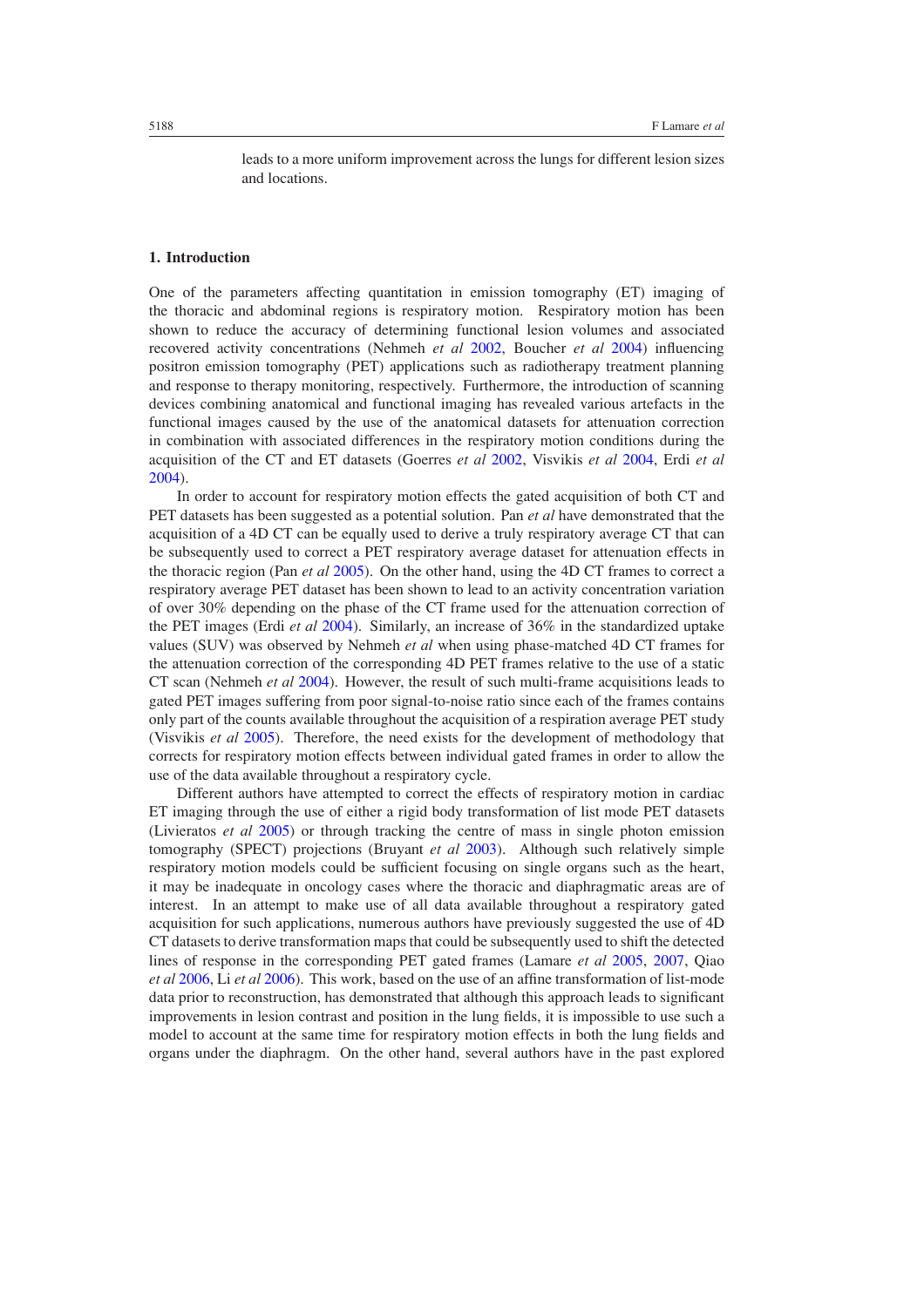leads to a more uniform improvement across the lungs for different lesion sizes and locations.

## 1. Introduction

One of the parameters affecting quantitation in emission tomography (ET) imaging of the thoracic and abdominal regions is respiratory motion. Respiratory motion has been shown to reduce the accuracy of determining functional lesion volumes and associated recovered activity concentrations (Nehmeh *et al* 2002, Boucher *et al* 2004) influencing positron emission tomography (PET) applications such as radiotherapy treatment planning and response to therapy monitoring, respectively. Furthermore, the introduction of scanning devices combining anatomical and functional imaging has revealed various artefacts in the functional images caused by the use of the anatomical datasets for attenuation correction in combination with associated differences in the respiratory motion conditions during the acquisition of the CT and ET datasets (Goerres *et al* 2002, Visvikis *et al* 2004, Erdi *et al* 2004).

In order to account for respiratory motion effects the gated acquisition of both CT and PET datasets has been suggested as a potential solution. Pan *et al* have demonstrated that the acquisition of a 4D CT can be equally used to derive a truly respiratory average CT that can be subsequently used to correct a PET respiratory average dataset for attenuation effects in the thoracic region (Pan *et al* 2005). On the other hand, using the 4D CT frames to correct a respiratory average PET dataset has been shown to lead to an activity concentration variation of over 30% depending on the phase of the CT frame used for the attenuation correction of the PET images (Erdi *et al* 2004). Similarly, an increase of 36% in the standardized uptake values (SUV) was observed by Nehmeh *et al* when using phase-matched 4D CT frames for the attenuation correction of the corresponding 4D PET frames relative to the use of a static CT scan (Nehmeh *et al* 2004). However, the result of such multi-frame acquisitions leads to gated PET images suffering from poor signal-to-noise ratio since each of the frames contains only part of the counts available throughout the acquisition of a respiration average PET study (Visvikis *et al* 2005). Therefore, the need exists for the development of methodology that corrects for respiratory motion effects between individual gated frames in order to allow the use of the data available throughout a respiratory cycle.

Different authors have attempted to correct the effects of respiratory motion in cardiac ET imaging through the use of either a rigid body transformation of list mode PET datasets (Livieratos *et al* 2005) or through tracking the centre of mass in single photon emission tomography (SPECT) projections (Bruyant *et al* 2003). Although such relatively simple respiratory motion models could be sufficient focusing on single organs such as the heart, it may be inadequate in oncology cases where the thoracic and diaphragmatic areas are of interest. In an attempt to make use of all data available throughout a respiratory gated acquisition for such applications, numerous authors have previously suggested the use of 4D CT datasets to derive transformation maps that could be subsequently used to shift the detected lines of response in the corresponding PET gated frames (Lamare *et al* 2005, 2007, Qiao *et al* 2006, Li *et al* 2006). This work, based on the use of an affine transformation of list-mode data prior to reconstruction, has demonstrated that although this approach leads to significant improvements in lesion contrast and position in the lung fields, it is impossible to use such a model to account at the same time for respiratory motion effects in both the lung fields and organs under the diaphragm. On the other hand, several authors have in the past explored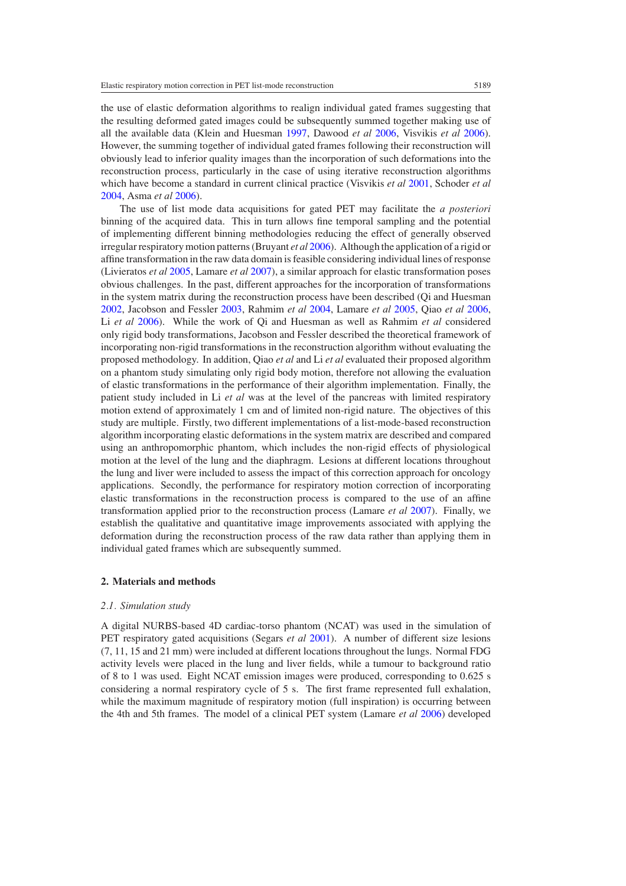the use of elastic deformation algorithms to realign individual gated frames suggesting that the resulting deformed gated images could be subsequently summed together making use of all the available data (Klein and Huesman 1997, Dawood *et al* 2006, Visvikis *et al* 2006). However, the summing together of individual gated frames following their reconstruction will obviously lead to inferior quality images than the incorporation of such deformations into the reconstruction process, particularly in the case of using iterative reconstruction algorithms which have become a standard in current clinical practice (Visvikis *et al* 2001, Schoder *et al* 2004, Asma *et al* 2006).

The use of list mode data acquisitions for gated PET may facilitate the *a posteriori* binning of the acquired data. This in turn allows fine temporal sampling and the potential of implementing different binning methodologies reducing the effect of generally observed irregular respiratory motion patterns (Bruyant *et al* 2006). Although the application of a rigid or affine transformation in the raw data domain is feasible considering individual lines of response (Livieratos *et al* 2005, Lamare *et al* 2007), a similar approach for elastic transformation poses obvious challenges. In the past, different approaches for the incorporation of transformations in the system matrix during the reconstruction process have been described (Qi and Huesman 2002, Jacobson and Fessler 2003, Rahmim *et al* 2004, Lamare *et al* 2005, Qiao *et al* 2006, Li *et al* 2006). While the work of Qi and Huesman as well as Rahmim *et al* considered only rigid body transformations, Jacobson and Fessler described the theoretical framework of incorporating non-rigid transformations in the reconstruction algorithm without evaluating the proposed methodology. In addition, Qiao *et al* and Li *et al* evaluated their proposed algorithm on a phantom study simulating only rigid body motion, therefore not allowing the evaluation of elastic transformations in the performance of their algorithm implementation. Finally, the patient study included in Li *et al* was at the level of the pancreas with limited respiratory motion extend of approximately 1 cm and of limited non-rigid nature. The objectives of this study are multiple. Firstly, two different implementations of a list-mode-based reconstruction algorithm incorporating elastic deformations in the system matrix are described and compared using an anthropomorphic phantom, which includes the non-rigid effects of physiological motion at the level of the lung and the diaphragm. Lesions at different locations throughout the lung and liver were included to assess the impact of this correction approach for oncology applications. Secondly, the performance for respiratory motion correction of incorporating elastic transformations in the reconstruction process is compared to the use of an affine transformation applied prior to the reconstruction process (Lamare *et al* 2007). Finally, we establish the qualitative and quantitative image improvements associated with applying the deformation during the reconstruction process of the raw data rather than applying them in individual gated frames which are subsequently summed.

## 2. Materials and methods

### *2.1. Simulation study*

A digital NURBS-based 4D cardiac-torso phantom (NCAT) was used in the simulation of PET respiratory gated acquisitions (Segars *et al* 2001). A number of different size lesions (7, 11, 15 and 21 mm) were included at different locations throughout the lungs. Normal FDG activity levels were placed in the lung and liver fields, while a tumour to background ratio of 8 to 1 was used. Eight NCAT emission images were produced, corresponding to 0.625 s considering a normal respiratory cycle of 5 s. The first frame represented full exhalation, while the maximum magnitude of respiratory motion (full inspiration) is occurring between the 4th and 5th frames. The model of a clinical PET system (Lamare *et al* 2006) developed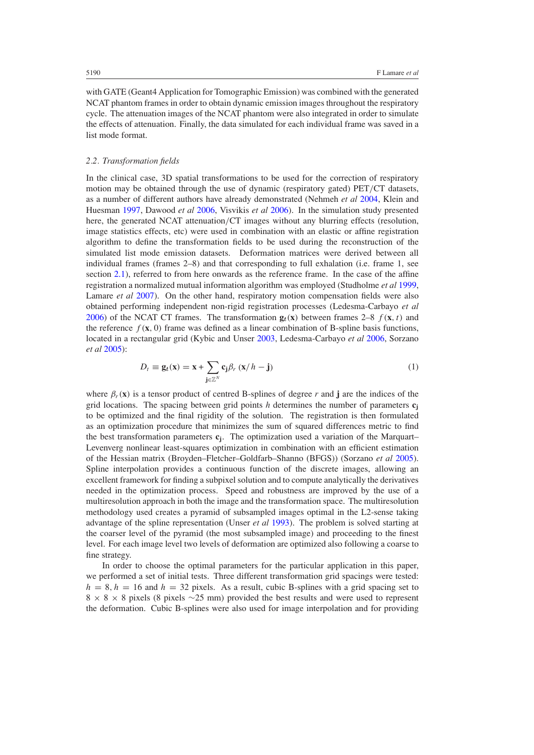with GATE (Geant4 Application for Tomographic Emission) was combined with the generated NCAT phantom frames in order to obtain dynamic emission images throughout the respiratory cycle. The attenuation images of the NCAT phantom were also integrated in order to simulate the effects of attenuation. Finally, the data simulated for each individual frame was saved in a list mode format.

### *2.2. Transformation fields*

In the clinical case, 3D spatial transformations to be used for the correction of respiratory motion may be obtained through the use of dynamic (respiratory gated) PET/CT datasets, as a number of different authors have already demonstrated (Nehmeh *et al* 2004, Klein and Huesman 1997, Dawood *et al* 2006, Visvikis *et al* 2006). In the simulation study presented here, the generated NCAT attenuation/CT images without any blurring effects (resolution, image statistics effects, etc) were used in combination with an elastic or affine registration algorithm to define the transformation fields to be used during the reconstruction of the simulated list mode emission datasets. Deformation matrices were derived between all individual frames (frames 2–8) and that corresponding to full exhalation (i.e. frame 1, see section 2.1), referred to from here onwards as the reference frame. In the case of the affine registration a normalized mutual information algorithm was employed (Studholme *et al* 1999, Lamare *et al* 2007). On the other hand, respiratory motion compensation fields were also obtained performing independent non-rigid registration processes (Ledesma-Carbayo *et al* 2006) of the NCAT CT frames. The transformation $\mathbf{g}_t(\mathbf{x})$ between frames 2–8 $f(\mathbf{x}, t)$ and the reference $f(\mathbf{x}, 0)$ frame was defined as a linear combination of B-spline basis functions, located in a rectangular grid (Kybic and Unser 2003, Ledesma-Carbayo *et al* 2006, Sorzano *et al* 2005):

$$D_t \equiv \mathbf{g}_t(\mathbf{x}) = \mathbf{x} + \sum_{\mathbf{j} \in \mathbb{Z}^N} \mathbf{c}_\mathbf{j} \beta_r\left(\mathbf{x}/h - \mathbf{j}\right) \tag{1}$$

where $\beta_r(\mathbf{x})$ is a tensor product of centred B-splines of degree $r$ and $\mathbf{j}$ are the indices of the grid locations. The spacing between grid points $h$ determines the number of parameters $\mathbf{c}_\mathbf{j}$ to be optimized and the final rigidity of the solution. The registration is then formulated as an optimization procedure that minimizes the sum of squared differences metric to find the best transformation parameters $\mathbf{c}_\mathbf{j}$. The optimization used a variation of the Marquart–Levenverg nonlinear least-squares optimization in combination with an efficient estimation of the Hessian matrix (Broyden–Fletcher–Goldfarb–Shanno (BFGS)) (Sorzano *et al* 2005). Spline interpolation provides a continuous function of the discrete images, allowing an excellent framework for finding a subpixel solution and to compute analytically the derivatives needed in the optimization process. Speed and robustness are improved by the use of a multiresolution approach in both the image and the transformation space. The multiresolution methodology used creates a pyramid of subsampled images optimal in the L2-sense taking advantage of the spline representation (Unser *et al* 1993). The problem is solved starting at the coarser level of the pyramid (the most subsampled image) and proceeding to the finest level. For each image level two levels of deformation are optimized also following a coarse to fine strategy.

In order to choose the optimal parameters for the particular application in this paper, we performed a set of initial tests. Three different transformation grid spacings were tested: $h = 8, h = 16$ and $h = 32$ pixels. As a result, cubic B-splines with a grid spacing set to $8 \times 8 \times 8$ pixels (8 pixels ~25 mm) provided the best results and were used to represent the deformation. Cubic B-splines were also used for image interpolation and for providing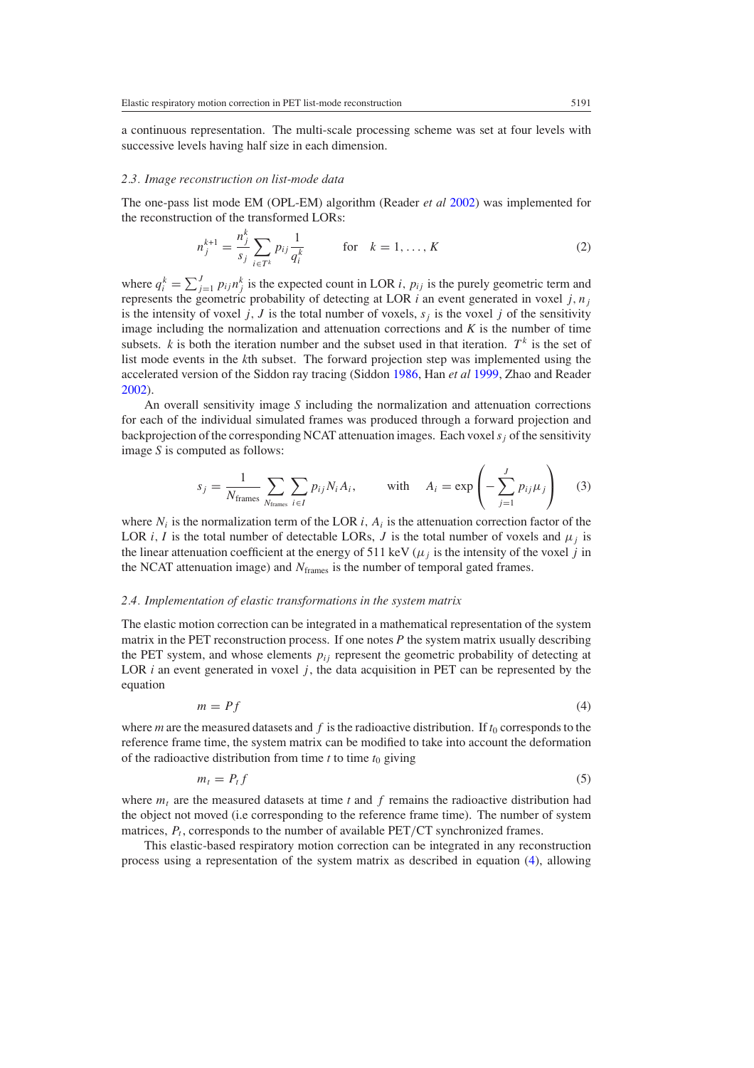a continuous representation. The multi-scale processing scheme was set at four levels with successive levels having half size in each dimension.

### *2.3. Image reconstruction on list-mode data*

The one-pass list mode EM (OPL-EM) algorithm (Reader *et al* 2002) was implemented for the reconstruction of the transformed LORs:

$$n_j^{k+1} = \frac{n_j^k}{s_j} \sum_{i \in T^k} p_{ij} \frac{1}{q_i^k} \qquad \text{for} \quad k = 1, \ldots, K \tag{2}$$

where $q_i^k = \sum_{j=1}^{J} p_{ij} n_j^k$ is the expected count in LOR $i$, $p_{ij}$ is the purely geometric term and represents the geometric probability of detecting at LOR $i$ an event generated in voxel $j$, $n_j$ is the intensity of voxel $j$, $J$ is the total number of voxels, $s_j$ is the voxel $j$ of the sensitivity image including the normalization and attenuation corrections and $K$ is the number of time subsets. $k$ is both the iteration number and the subset used in that iteration. $T^k$ is the set of list mode events in the $k$th subset. The forward projection step was implemented using the accelerated version of the Siddon ray tracing (Siddon 1986, Han *et al* 1999, Zhao and Reader 2002).

An overall sensitivity image $S$ including the normalization and attenuation corrections for each of the individual simulated frames was produced through a forward projection and backprojection of the corresponding NCAT attenuation images. Each voxel $s_j$ of the sensitivity image $S$ is computed as follows:

$$s_j = \frac{1}{N_{\text{frames}}} \sum_{N_{\text{frames}}} \sum_{i \in I} p_{ij} N_i A_i, \qquad \text{with} \quad A_i = \exp\left(-\sum_{j=1}^{J} p_{ij} \mu_j\right) \tag{3}$$

where $N_i$ is the normalization term of the LOR $i$, $A_i$ is the attenuation correction factor of the LOR $i$, $I$ is the total number of detectable LORs, $J$ is the total number of voxels and $\mu_j$ is the linear attenuation coefficient at the energy of 511 keV ($\mu_j$ is the intensity of the voxel $j$ in the NCAT attenuation image) and $N_{\text{frames}}$ is the number of temporal gated frames.

### *2.4. Implementation of elastic transformations in the system matrix*

The elastic motion correction can be integrated in a mathematical representation of the system matrix in the PET reconstruction process. If one notes $P$ the system matrix usually describing the PET system, and whose elements $p_{ij}$ represent the geometric probability of detecting at LOR $i$ an event generated in voxel $j$, the data acquisition in PET can be represented by the equation

$$m = Pf \tag{4}$$

where $m$ are the measured datasets and $f$ is the radioactive distribution. If $t_0$ corresponds to the reference frame time, the system matrix can be modified to take into account the deformation of the radioactive distribution from time $t$ to time $t_0$ giving

$$m_t = P_t f \tag{5}$$

where $m_t$ are the measured datasets at time $t$ and $f$ remains the radioactive distribution had the object not moved (i.e corresponding to the reference frame time). The number of system matrices, $P_t$, corresponds to the number of available PET/CT synchronized frames.

This elastic-based respiratory motion correction can be integrated in any reconstruction process using a representation of the system matrix as described in equation (4), allowing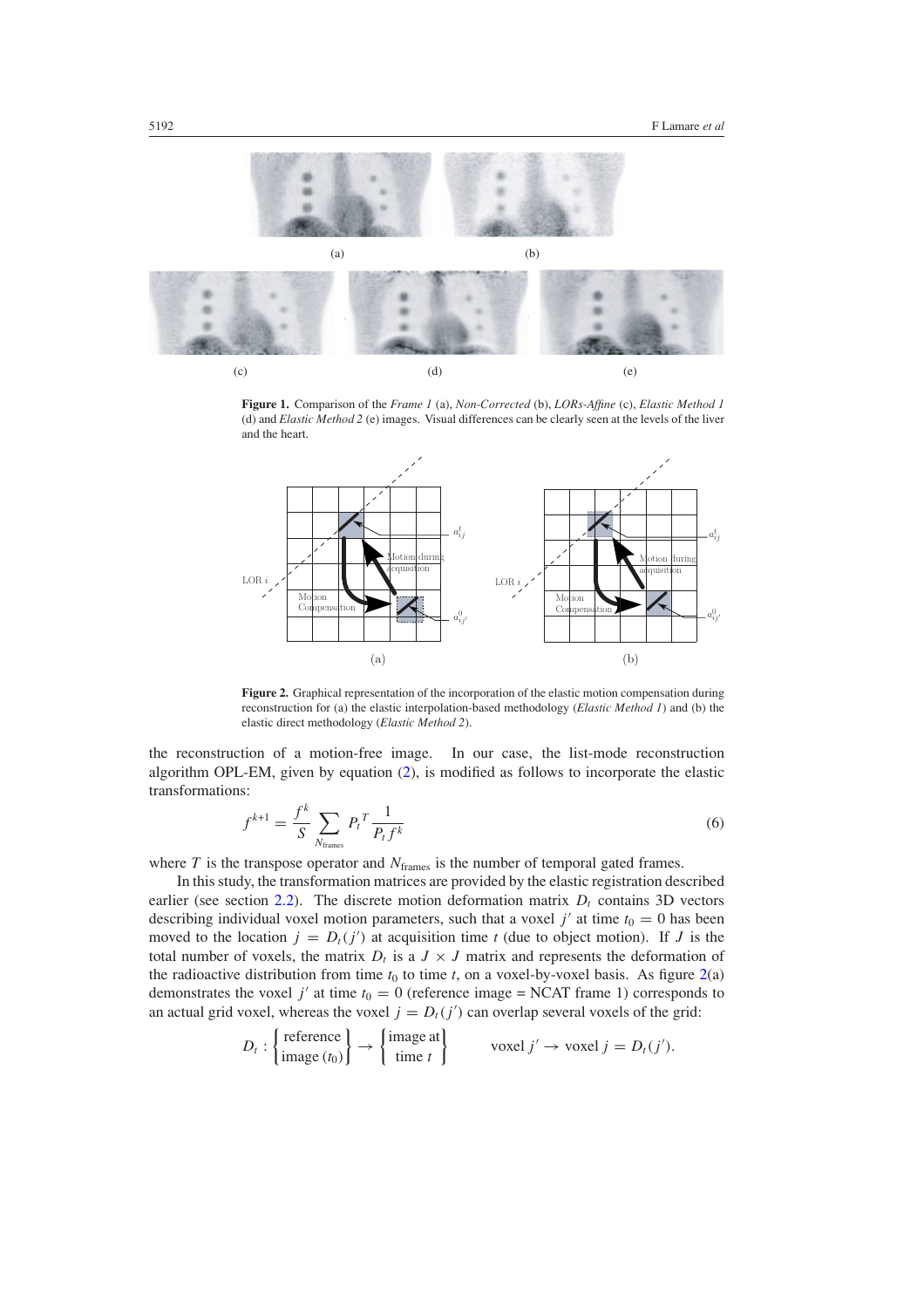**Figure 1.** Comparison of the *Frame 1* (a), *Non-Corrected* (b), *LORs-Affine* (c), *Elastic Method 1* (d) and *Elastic Method 2* (e) images. Visual differences can be clearly seen at the levels of the liver and the heart.

**Figure 2.** Graphical representation of the incorporation of the elastic motion compensation during reconstruction for (a) the elastic interpolation-based methodology (*Elastic Method 1*) and (b) the elastic direct methodology (*Elastic Method 2*).

the reconstruction of a motion-free image. In our case, the list-mode reconstruction algorithm OPL-EM, given by equation (2), is modified as follows to incorporate the elastic transformations:

$$f^{k+1} = \frac{f^k}{S} \sum_{N_{\text{frames}}} P_t{}^T \frac{1}{P_t f^k} \tag{6}$$

where $T$ is the transpose operator and $N_{\text{frames}}$ is the number of temporal gated frames.

In this study, the transformation matrices are provided by the elastic registration described earlier (see section 2.2). The discrete motion deformation matrix $D_t$ contains 3D vectors describing individual voxel motion parameters, such that a voxel $j'$ at time $t_0 = 0$ has been moved to the location $j = D_t(j')$ at acquisition time $t$ (due to object motion). If $J$ is the total number of voxels, the matrix $D_t$ is a $J \times J$ matrix and represents the deformation of the radioactive distribution from time $t_0$ to time $t$, on a voxel-by-voxel basis. As figure 2(a) demonstrates the voxel $j'$ at time $t_0 = 0$ (reference image = NCAT frame 1) corresponds to an actual grid voxel, whereas the voxel $j = D_t(j')$ can overlap several voxels of the grid:

$$D_t : \begin{Bmatrix} \text{reference} \\ \text{image } (t_0) \end{Bmatrix} \rightarrow \begin{Bmatrix} \text{image at} \\ \text{time } t \end{Bmatrix} \qquad \text{voxel } j' \rightarrow \text{voxel } j = D_t(j').$$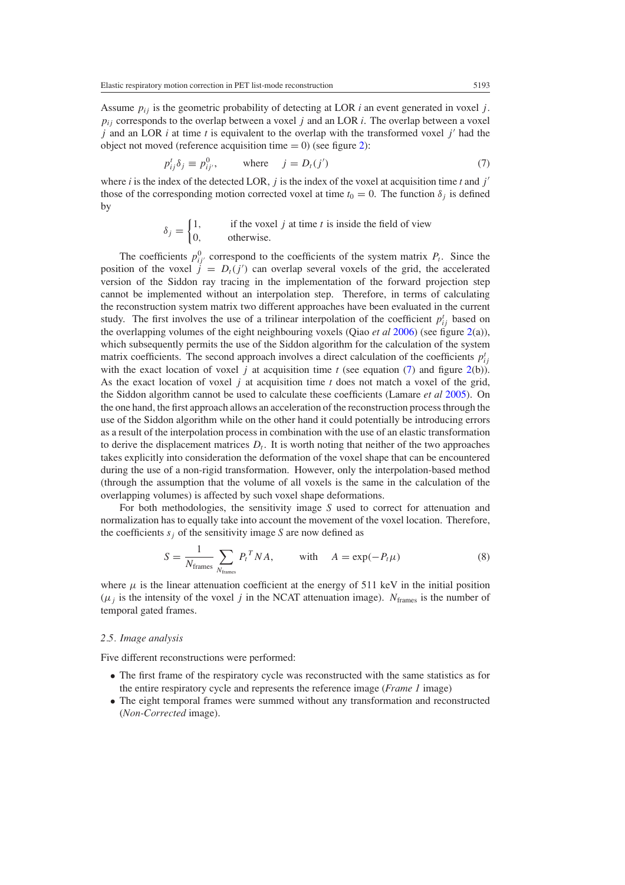Assume $p_{ij}$ is the geometric probability of detecting at LOR $i$ an event generated in voxel $j$. $p_{ij}$ corresponds to the overlap between a voxel $j$ and an LOR $i$. The overlap between a voxel $j$ and an LOR $i$ at time $t$ is equivalent to the overlap with the transformed voxel $j'$ had the object not moved (reference acquisition time = 0) (see figure 2):

$$p_{ij}^{t}\delta_j \equiv p_{ij'}^{0}, \qquad \text{where} \quad j = D_t(j') \tag{7}$$

where $i$ is the index of the detected LOR, $j$ is the index of the voxel at acquisition time $t$ and $j'$ those of the corresponding motion corrected voxel at time $t_0 = 0$. The function $\delta_j$ is defined by

$$\delta_j = \begin{cases} 1, & \text{if the voxel } j \text{ at time } t \text{ is inside the field of view} \\ 0, & \text{otherwise.} \end{cases}$$

The coefficients $p_{ij'}^{0}$ correspond to the coefficients of the system matrix $P_t$. Since the position of the voxel $j = D_t(j')$ can overlap several voxels of the grid, the accelerated version of the Siddon ray tracing in the implementation of the forward projection step cannot be implemented without an interpolation step. Therefore, in terms of calculating the reconstruction system matrix two different approaches have been evaluated in the current study. The first involves the use of a trilinear interpolation of the coefficient $p_{ij}^{t}$ based on the overlapping volumes of the eight neighbouring voxels (Qiao *et al* 2006) (see figure 2(a)), which subsequently permits the use of the Siddon algorithm for the calculation of the system matrix coefficients. The second approach involves a direct calculation of the coefficients $p_{ij}^{t}$ with the exact location of voxel $j$ at acquisition time $t$ (see equation (7) and figure 2(b)). As the exact location of voxel $j$ at acquisition time $t$ does not match a voxel of the grid, the Siddon algorithm cannot be used to calculate these coefficients (Lamare *et al* 2005). On the one hand, the first approach allows an acceleration of the reconstruction process through the use of the Siddon algorithm while on the other hand it could potentially be introducing errors as a result of the interpolation process in combination with the use of an elastic transformation to derive the displacement matrices $D_t$. It is worth noting that neither of the two approaches takes explicitly into consideration the deformation of the voxel shape that can be encountered during the use of a non-rigid transformation. However, only the interpolation-based method (through the assumption that the volume of all voxels is the same in the calculation of the overlapping volumes) is affected by such voxel shape deformations.

For both methodologies, the sensitivity image $S$ used to correct for attenuation and normalization has to equally take into account the movement of the voxel location. Therefore, the coefficients $s_j$ of the sensitivity image $S$ are now defined as

$$S = \frac{1}{N_{\text{frames}}} \sum_{N_{\text{frames}}} {P_t}^{T} N A, \qquad \text{with} \quad A = \exp(-P_t \mu) \tag{8}$$

where $\mu$ is the linear attenuation coefficient at the energy of 511 keV in the initial position ($\mu_j$ is the intensity of the voxel $j$ in the NCAT attenuation image). $N_{\text{frames}}$ is the number of temporal gated frames.

### 2.5. Image analysis

Five different reconstructions were performed:

- The first frame of the respiratory cycle was reconstructed with the same statistics as for the entire respiratory cycle and represents the reference image (*Frame 1* image)
- The eight temporal frames were summed without any transformation and reconstructed (*Non-Corrected* image).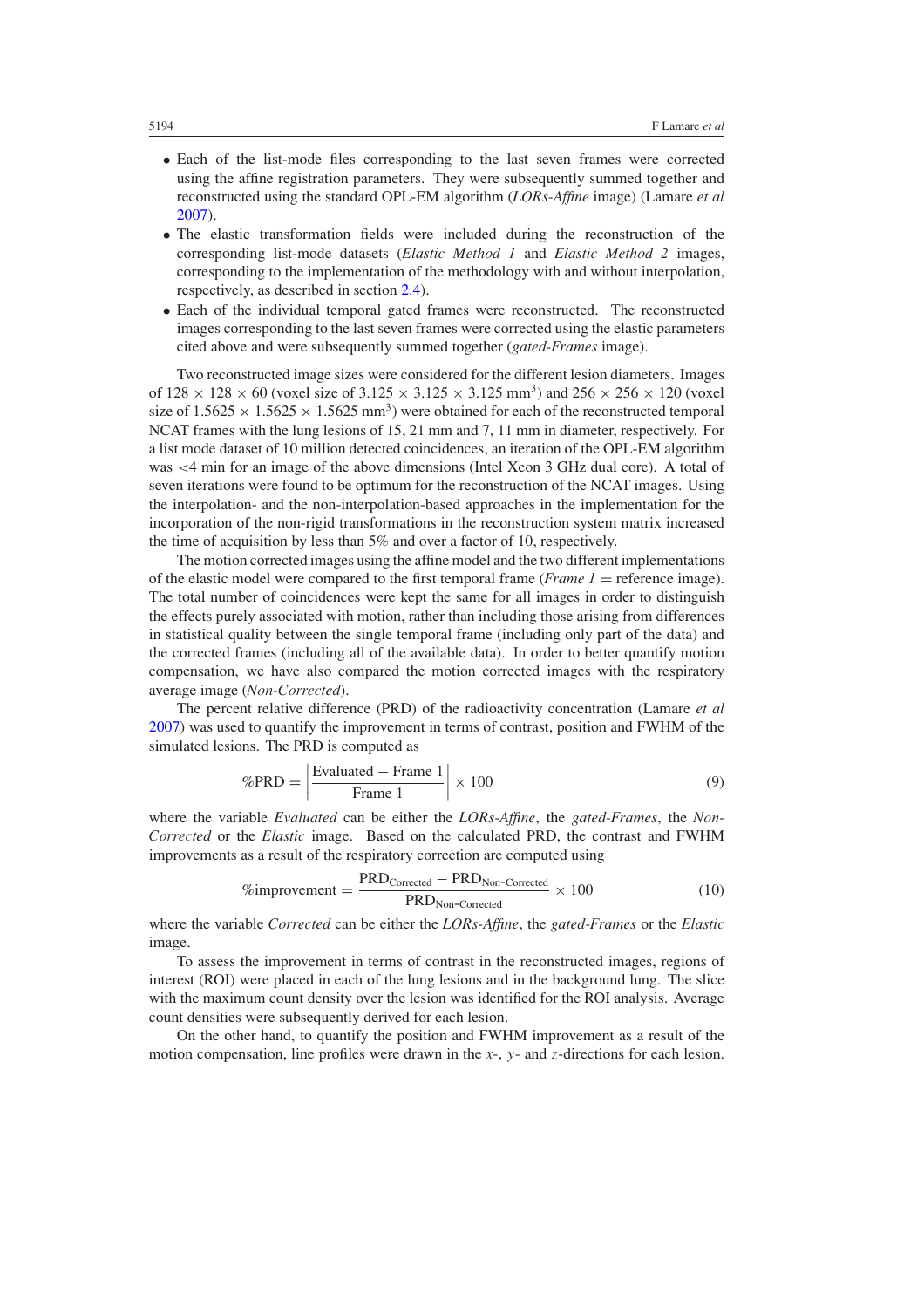- Each of the list-mode files corresponding to the last seven frames were corrected using the affine registration parameters. They were subsequently summed together and reconstructed using the standard OPL-EM algorithm (*LORs-Affine* image) (Lamare *et al* 2007).
- The elastic transformation fields were included during the reconstruction of the corresponding list-mode datasets (*Elastic Method 1* and *Elastic Method 2* images, corresponding to the implementation of the methodology with and without interpolation, respectively, as described in section 2.4).
- Each of the individual temporal gated frames were reconstructed. The reconstructed images corresponding to the last seven frames were corrected using the elastic parameters cited above and were subsequently summed together (*gated-Frames* image).

Two reconstructed image sizes were considered for the different lesion diameters. Images of $128 \times 128 \times 60$ (voxel size of $3.125 \times 3.125 \times 3.125$ mm$^3$) and $256 \times 256 \times 120$ (voxel size of $1.5625 \times 1.5625 \times 1.5625$ mm$^3$) were obtained for each of the reconstructed temporal NCAT frames with the lung lesions of 15, 21 mm and 7, 11 mm in diameter, respectively. For a list mode dataset of 10 million detected coincidences, an iteration of the OPL-EM algorithm was $<$4 min for an image of the above dimensions (Intel Xeon 3 GHz dual core). A total of seven iterations were found to be optimum for the reconstruction of the NCAT images. Using the interpolation- and the non-interpolation-based approaches in the implementation for the incorporation of the non-rigid transformations in the reconstruction system matrix increased the time of acquisition by less than 5% and over a factor of 10, respectively.

The motion corrected images using the affine model and the two different implementations of the elastic model were compared to the first temporal frame (*Frame 1* = reference image). The total number of coincidences were kept the same for all images in order to distinguish the effects purely associated with motion, rather than including those arising from differences in statistical quality between the single temporal frame (including only part of the data) and the corrected frames (including all of the available data). In order to better quantify motion compensation, we have also compared the motion corrected images with the respiratory average image (*Non-Corrected*).

The percent relative difference (PRD) of the radioactivity concentration (Lamare *et al* 2007) was used to quantify the improvement in terms of contrast, position and FWHM of the simulated lesions. The PRD is computed as

$$\%\text{PRD} = \left| \frac{\text{Evaluated} - \text{Frame 1}}{\text{Frame 1}} \right| \times 100 \tag{9}$$

where the variable *Evaluated* can be either the *LORs-Affine*, the *gated-Frames*, the *Non-Corrected* or the *Elastic* image. Based on the calculated PRD, the contrast and FWHM improvements as a result of the respiratory correction are computed using

$$\%\text{improvement} = \frac{\text{PRD}_{\text{Corrected}} - \text{PRD}_{\text{Non-Corrected}}}{\text{PRD}_{\text{Non-Corrected}}} \times 100 \tag{10}$$

where the variable *Corrected* can be either the *LORs-Affine*, the *gated-Frames* or the *Elastic* image.

To assess the improvement in terms of contrast in the reconstructed images, regions of interest (ROI) were placed in each of the lung lesions and in the background lung. The slice with the maximum count density over the lesion was identified for the ROI analysis. Average count densities were subsequently derived for each lesion.

On the other hand, to quantify the position and FWHM improvement as a result of the motion compensation, line profiles were drawn in the $x$-, $y$- and $z$-directions for each lesion.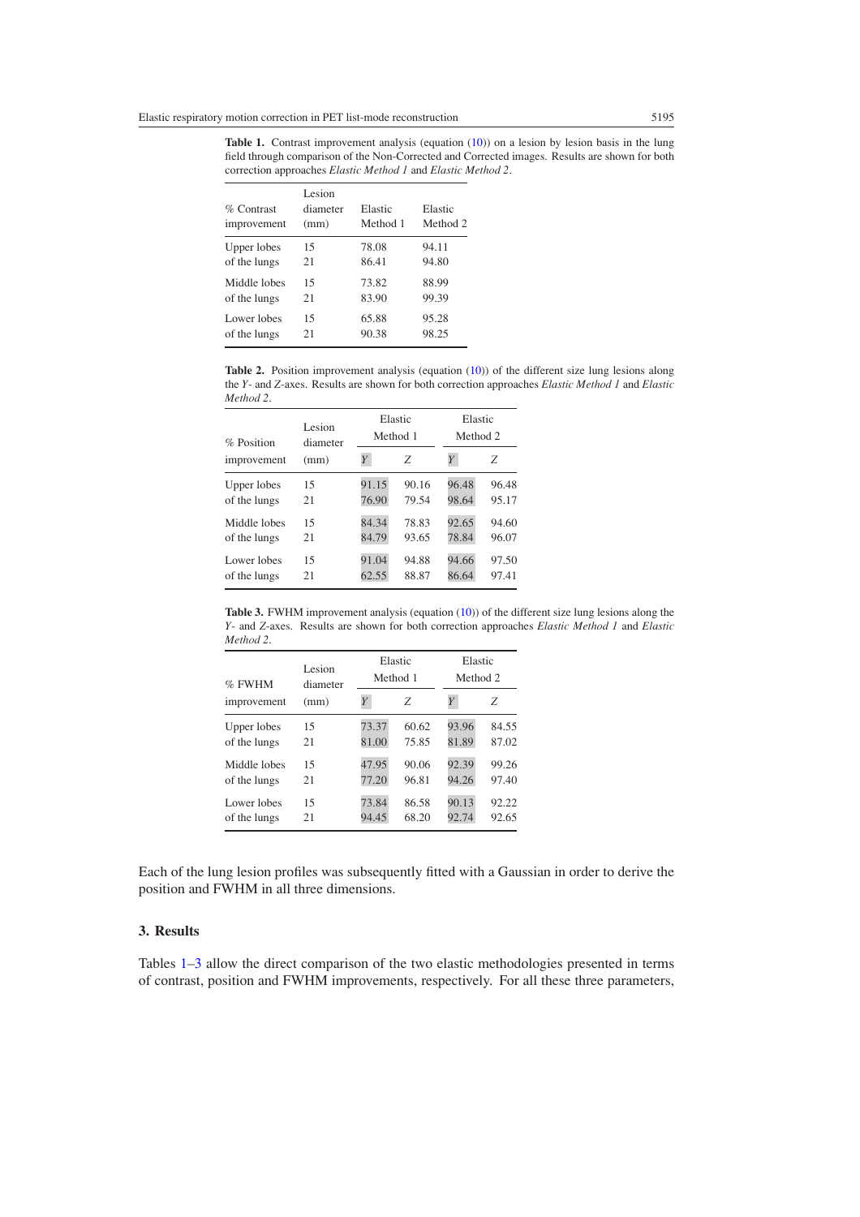**Table 1.** Contrast improvement analysis (equation (10)) on a lesion by lesion basis in the lung field through comparison of the Non-Corrected and Corrected images. Results are shown for both correction approaches *Elastic Method 1* and *Elastic Method 2*.

| % Contrast improvement | Lesion diameter (mm) | Elastic Method 1 | Elastic Method 2 |
|---|---|---|---|
| Upper lobes of the lungs | 15 | 78.08 | 94.11 |
| | 21 | 86.41 | 94.80 |
| Middle lobes of the lungs | 15 | 73.82 | 88.99 |
| | 21 | 83.90 | 99.39 |
| Lower lobes of the lungs | 15 | 65.88 | 95.28 |
| | 21 | 90.38 | 98.25 |

**Table 2.** Position improvement analysis (equation (10)) of the different size lung lesions along the *Y*- and *Z*-axes. Results are shown for both correction approaches *Elastic Method 1* and *Elastic Method 2*.

| % Position improvement | Lesion diameter (mm) | Elastic Method 1 | | Elastic Method 2 | |
|---|---|---|---|---|---|
| | | *Y* | *Z* | *Y* | *Z* |
| Upper lobes of the lungs | 15 | 91.15 | 90.16 | 96.48 | 96.48 |
| | 21 | 76.90 | 79.54 | 98.64 | 95.17 |
| Middle lobes of the lungs | 15 | 84.34 | 78.83 | 92.65 | 94.60 |
| | 21 | 84.79 | 93.65 | 78.84 | 96.07 |
| Lower lobes of the lungs | 15 | 91.04 | 94.88 | 94.66 | 97.50 |
| | 21 | 62.55 | 88.87 | 86.64 | 97.41 |

**Table 3.** FWHM improvement analysis (equation (10)) of the different size lung lesions along the *Y*- and *Z*-axes. Results are shown for both correction approaches *Elastic Method 1* and *Elastic Method 2*.

| % FWHM improvement | Lesion diameter (mm) | Elastic Method 1 | | Elastic Method 2 | |
|---|---|---|---|---|---|
| | | *Y* | *Z* | *Y* | *Z* |
| Upper lobes of the lungs | 15 | 73.37 | 60.62 | 93.96 | 84.55 |
| | 21 | 81.00 | 75.85 | 81.89 | 87.02 |
| Middle lobes of the lungs | 15 | 47.95 | 90.06 | 92.39 | 99.26 |
| | 21 | 77.20 | 96.81 | 94.26 | 97.40 |
| Lower lobes of the lungs | 15 | 73.84 | 86.58 | 90.13 | 92.22 |
| | 21 | 94.45 | 68.20 | 92.74 | 92.65 |

Each of the lung lesion profiles was subsequently fitted with a Gaussian in order to derive the position and FWHM in all three dimensions.

## 3. Results

Tables 1–3 allow the direct comparison of the two elastic methodologies presented in terms of contrast, position and FWHM improvements, respectively. For all these three parameters,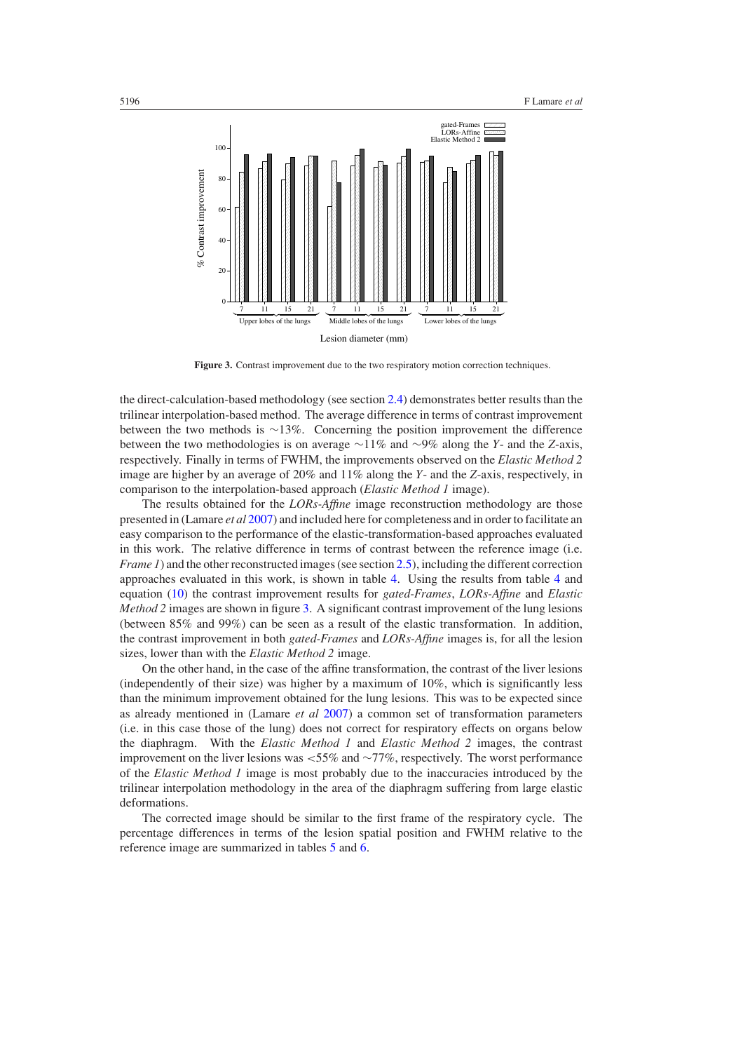**Figure 3.** Contrast improvement due to the two respiratory motion correction techniques.

the direct-calculation-based methodology (see section 2.4) demonstrates better results than the trilinear interpolation-based method. The average difference in terms of contrast improvement between the two methods is ~13%. Concerning the position improvement the difference between the two methodologies is on average ~11% and ~9% along the *Y*- and the *Z*-axis, respectively. Finally in terms of FWHM, the improvements observed on the *Elastic Method 2* image are higher by an average of 20% and 11% along the *Y*- and the *Z*-axis, respectively, in comparison to the interpolation-based approach (*Elastic Method 1* image).

The results obtained for the *LORs-Affine* image reconstruction methodology are those presented in (Lamare *et al* 2007) and included here for completeness and in order to facilitate an easy comparison to the performance of the elastic-transformation-based approaches evaluated in this work. The relative difference in terms of contrast between the reference image (i.e. *Frame 1*) and the other reconstructed images (see section 2.5), including the different correction approaches evaluated in this work, is shown in table 4. Using the results from table 4 and equation (10) the contrast improvement results for *gated-Frames*, *LORs-Affine* and *Elastic Method 2* images are shown in figure 3. A significant contrast improvement of the lung lesions (between 85% and 99%) can be seen as a result of the elastic transformation. In addition, the contrast improvement in both *gated-Frames* and *LORs-Affine* images is, for all the lesion sizes, lower than with the *Elastic Method 2* image.

On the other hand, in the case of the affine transformation, the contrast of the liver lesions (independently of their size) was higher by a maximum of 10%, which is significantly less than the minimum improvement obtained for the lung lesions. This was to be expected since as already mentioned in (Lamare *et al* 2007) a common set of transformation parameters (i.e. in this case those of the lung) does not correct for respiratory effects on organs below the diaphragm. With the *Elastic Method 1* and *Elastic Method 2* images, the contrast improvement on the liver lesions was <55% and ~77%, respectively. The worst performance of the *Elastic Method 1* image is most probably due to the inaccuracies introduced by the trilinear interpolation methodology in the area of the diaphragm suffering from large elastic deformations.

The corrected image should be similar to the first frame of the respiratory cycle. The percentage differences in terms of the lesion spatial position and FWHM relative to the reference image are summarized in tables 5 and 6.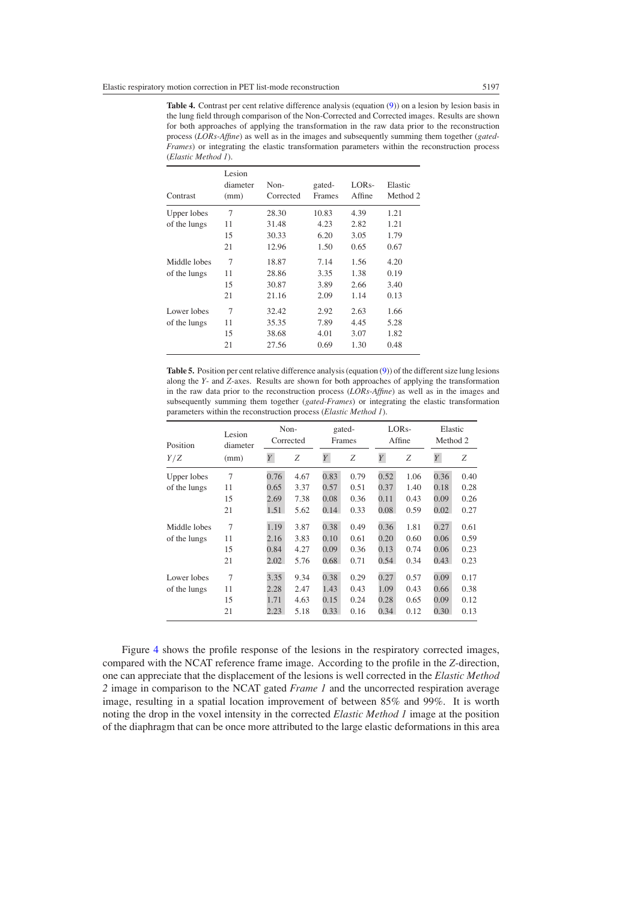**Table 4.** Contrast per cent relative difference analysis (equation (9)) on a lesion by lesion basis in the lung field through comparison of the Non-Corrected and Corrected images. Results are shown for both approaches of applying the transformation in the raw data prior to the reconstruction process (*LORs-Affine*) as well as in the images and subsequently summing them together (*gated-Frames*) or integrating the elastic transformation parameters within the reconstruction process (*Elastic Method 1*).

| Contrast | Lesion diameter (mm) | Non-Corrected | gated-Frames | LORs-Affine | Elastic Method 2 |
|---|---|---|---|---|---|
| Upper lobes of the lungs | 7 | 28.30 | 10.83 | 4.39 | 1.21 |
| | 11 | 31.48 | 4.23 | 2.82 | 1.21 |
| | 15 | 30.33 | 6.20 | 3.05 | 1.79 |
| | 21 | 12.96 | 1.50 | 0.65 | 0.67 |
| Middle lobes of the lungs | 7 | 18.87 | 7.14 | 1.56 | 4.20 |
| | 11 | 28.86 | 3.35 | 1.38 | 0.19 |
| | 15 | 30.87 | 3.89 | 2.66 | 3.40 |
| | 21 | 21.16 | 2.09 | 1.14 | 0.13 |
| Lower lobes of the lungs | 7 | 32.42 | 2.92 | 2.63 | 1.66 |
| | 11 | 35.35 | 7.89 | 4.45 | 5.28 |
| | 15 | 38.68 | 4.01 | 3.07 | 1.82 |
| | 21 | 27.56 | 0.69 | 1.30 | 0.48 |

**Table 5.** Position per cent relative difference analysis (equation (9)) of the different size lung lesions along the *Y*- and *Z*-axes. Results are shown for both approaches of applying the transformation in the raw data prior to the reconstruction process (*LORs-Affine*) as well as in the images and subsequently summing them together (*gated-Frames*) or integrating the elastic transformation parameters within the reconstruction process (*Elastic Method 1*).

| Position | Lesion diameter | Non-Corrected | | gated-Frames | | LORs-Affine | | Elastic Method 2 | |
|---|---|---|---|---|---|---|---|---|---|
| $Y/Z$ | (mm) | $Y$ | $Z$ | $Y$ | $Z$ | $Y$ | $Z$ | $Y$ | $Z$ |
| Upper lobes of the lungs | 7 | 0.76 | 4.67 | 0.83 | 0.79 | 0.52 | 1.06 | 0.36 | 0.40 |
| | 11 | 0.65 | 3.37 | 0.57 | 0.51 | 0.37 | 1.40 | 0.18 | 0.28 |
| | 15 | 2.69 | 7.38 | 0.08 | 0.36 | 0.11 | 0.43 | 0.09 | 0.26 |
| | 21 | 1.51 | 5.62 | 0.14 | 0.33 | 0.08 | 0.59 | 0.02 | 0.27 |
| Middle lobes of the lungs | 7 | 1.19 | 3.87 | 0.38 | 0.49 | 0.36 | 1.81 | 0.27 | 0.61 |
| | 11 | 2.16 | 3.83 | 0.10 | 0.61 | 0.20 | 0.60 | 0.06 | 0.59 |
| | 15 | 0.84 | 4.27 | 0.09 | 0.36 | 0.13 | 0.74 | 0.06 | 0.23 |
| | 21 | 2.02 | 5.76 | 0.68 | 0.71 | 0.54 | 0.34 | 0.43 | 0.23 |
| Lower lobes of the lungs | 7 | 3.35 | 9.34 | 0.38 | 0.29 | 0.27 | 0.57 | 0.09 | 0.17 |
| | 11 | 2.28 | 2.47 | 1.43 | 0.43 | 1.09 | 0.43 | 0.66 | 0.38 |
| | 15 | 1.71 | 4.63 | 0.15 | 0.24 | 0.28 | 0.65 | 0.09 | 0.12 |
| | 21 | 2.23 | 5.18 | 0.33 | 0.16 | 0.34 | 0.12 | 0.30 | 0.13 |

Figure 4 shows the profile response of the lesions in the respiratory corrected images, compared with the NCAT reference frame image. According to the profile in the *Z*-direction, one can appreciate that the displacement of the lesions is well corrected in the *Elastic Method 2* image in comparison to the NCAT gated *Frame 1* and the uncorrected respiration average image, resulting in a spatial location improvement of between 85% and 99%. It is worth noting the drop in the voxel intensity in the corrected *Elastic Method 1* image at the position of the diaphragm that can be once more attributed to the large elastic deformations in this area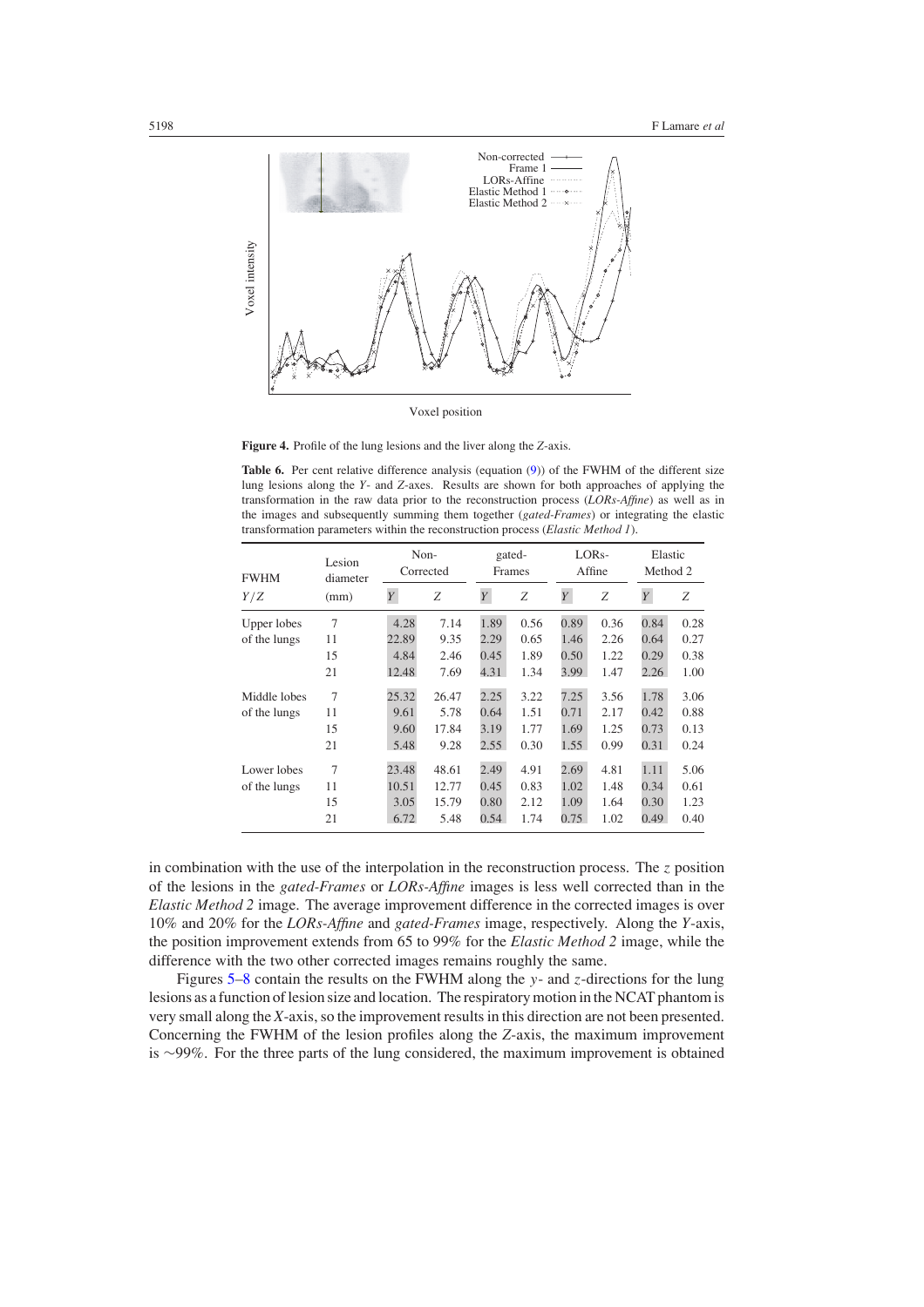**Figure 4.** Profile of the lung lesions and the liver along the *Z*-axis.

**Table 6.** Per cent relative difference analysis (equation (9)) of the FWHM of the different size lung lesions along the *Y*- and *Z*-axes. Results are shown for both approaches of applying the transformation in the raw data prior to the reconstruction process (*LORs-Affine*) as well as in the images and subsequently summing them together (*gated-Frames*) or integrating the elastic transformation parameters within the reconstruction process (*Elastic Method 1*).

| FWHM | Lesion diameter | Non-Corrected | | gated-Frames | | LORs-Affine | | Elastic Method 2 | |
|---|---|---|---|---|---|---|---|---|---|
| $Y/Z$ | (mm) | $Y$ | $Z$ | $Y$ | $Z$ | $Y$ | $Z$ | $Y$ | $Z$ |
| Upper lobes of the lungs | 7 | 4.28 | 7.14 | 1.89 | 0.56 | 0.89 | 0.36 | 0.84 | 0.28 |
| | 11 | 22.89 | 9.35 | 2.29 | 0.65 | 1.46 | 2.26 | 0.64 | 0.27 |
| | 15 | 4.84 | 2.46 | 0.45 | 1.89 | 0.50 | 1.22 | 0.29 | 0.38 |
| | 21 | 12.48 | 7.69 | 4.31 | 1.34 | 3.99 | 1.47 | 2.26 | 1.00 |
| Middle lobes of the lungs | 7 | 25.32 | 26.47 | 2.25 | 3.22 | 7.25 | 3.56 | 1.78 | 3.06 |
| | 11 | 9.61 | 5.78 | 0.64 | 1.51 | 0.71 | 2.17 | 0.42 | 0.88 |
| | 15 | 9.60 | 17.84 | 3.19 | 1.77 | 1.69 | 1.25 | 0.73 | 0.13 |
| | 21 | 5.48 | 9.28 | 2.55 | 0.30 | 1.55 | 0.99 | 0.31 | 0.24 |
| Lower lobes of the lungs | 7 | 23.48 | 48.61 | 2.49 | 4.91 | 2.69 | 4.81 | 1.11 | 5.06 |
| | 11 | 10.51 | 12.77 | 0.45 | 0.83 | 1.02 | 1.48 | 0.34 | 0.61 |
| | 15 | 3.05 | 15.79 | 0.80 | 2.12 | 1.09 | 1.64 | 0.30 | 1.23 |
| | 21 | 6.72 | 5.48 | 0.54 | 1.74 | 0.75 | 1.02 | 0.49 | 0.40 |

in combination with the use of the interpolation in the reconstruction process. The $z$ position of the lesions in the *gated-Frames* or *LORs-Affine* images is less well corrected than in the *Elastic Method 2* image. The average improvement difference in the corrected images is over 10% and 20% for the *LORs-Affine* and *gated-Frames* image, respectively. Along the *Y*-axis, the position improvement extends from 65 to 99% for the *Elastic Method 2* image, while the difference with the two other corrected images remains roughly the same.

Figures 5–8 contain the results on the FWHM along the $y$- and $z$-directions for the lung lesions as a function of lesion size and location. The respiratory motion in the NCAT phantom is very small along the *X*-axis, so the improvement results in this direction are not been presented. Concerning the FWHM of the lesion profiles along the *Z*-axis, the maximum improvement is ∼99%. For the three parts of the lung considered, the maximum improvement is obtained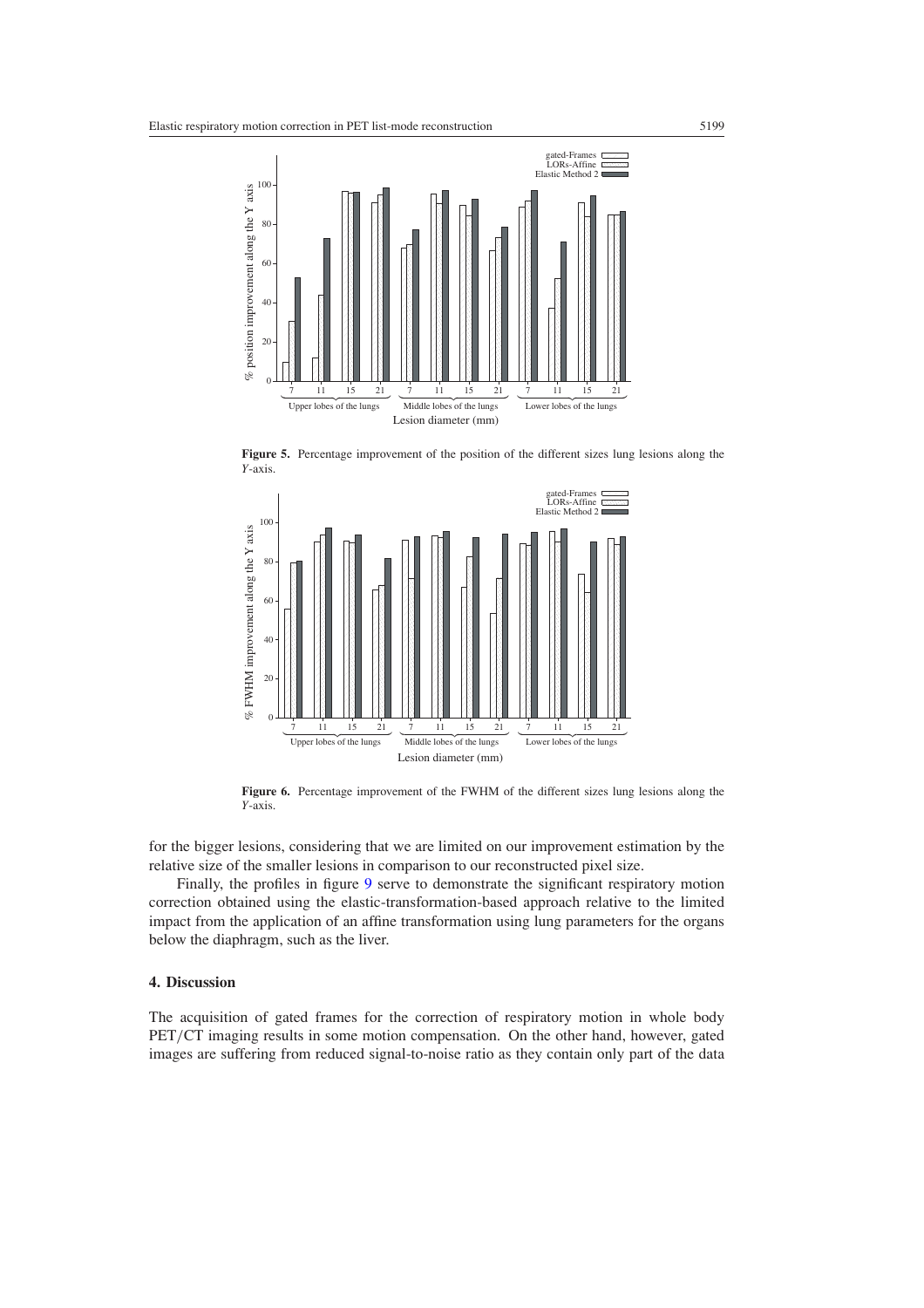**Figure 5.** Percentage improvement of the position of the different sizes lung lesions along the *Y*-axis.

**Figure 6.** Percentage improvement of the FWHM of the different sizes lung lesions along the *Y*-axis.

for the bigger lesions, considering that we are limited on our improvement estimation by the relative size of the smaller lesions in comparison to our reconstructed pixel size.

Finally, the profiles in figure 9 serve to demonstrate the significant respiratory motion correction obtained using the elastic-transformation-based approach relative to the limited impact from the application of an affine transformation using lung parameters for the organs below the diaphragm, such as the liver.

## 4. Discussion

The acquisition of gated frames for the correction of respiratory motion in whole body PET/CT imaging results in some motion compensation. On the other hand, however, gated images are suffering from reduced signal-to-noise ratio as they contain only part of the data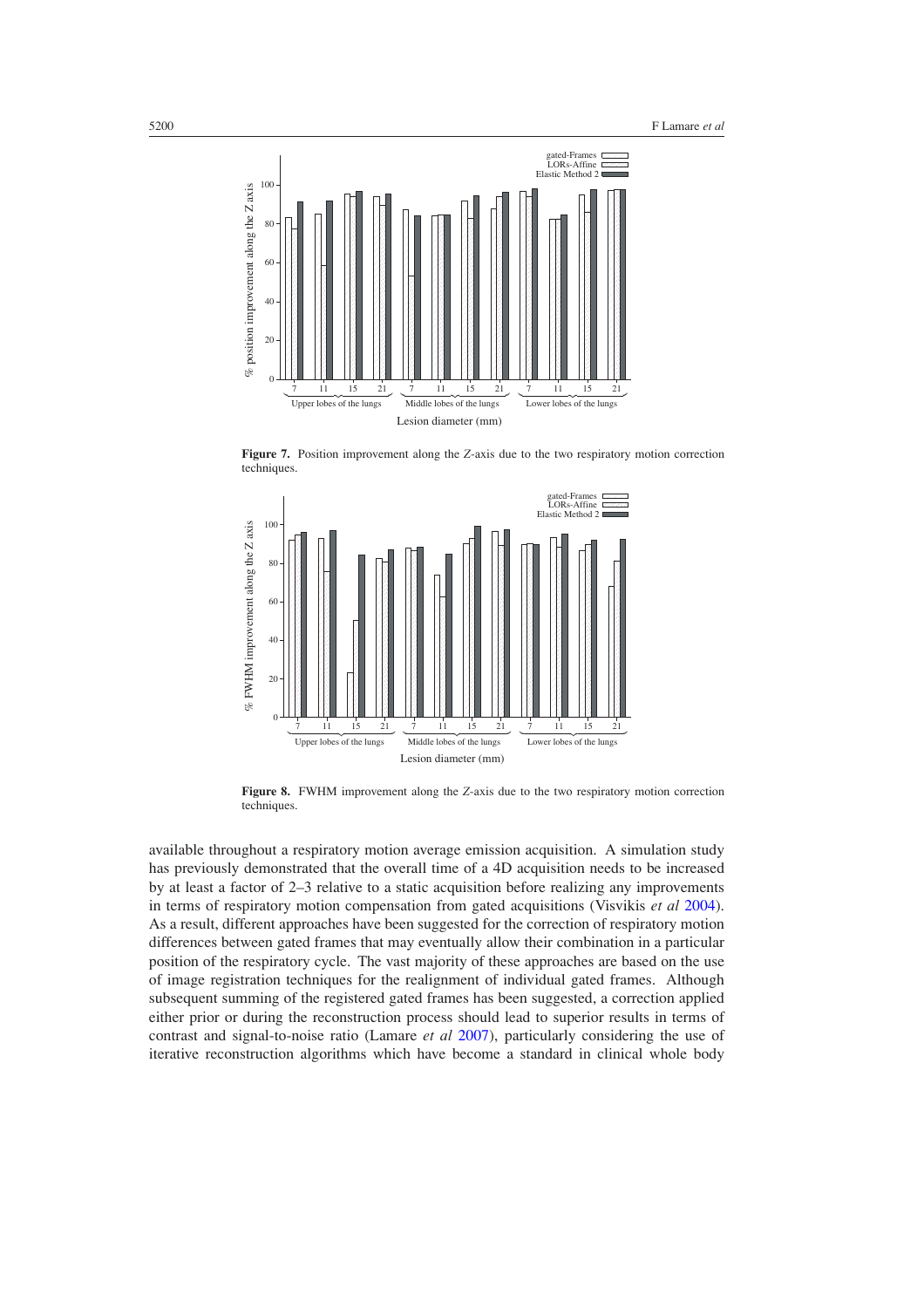**Figure 7.** Position improvement along the Z-axis due to the two respiratory motion correction techniques.

**Figure 8.** FWHM improvement along the Z-axis due to the two respiratory motion correction techniques.

available throughout a respiratory motion average emission acquisition. A simulation study has previously demonstrated that the overall time of a 4D acquisition needs to be increased by at least a factor of 2–3 relative to a static acquisition before realizing any improvements in terms of respiratory motion compensation from gated acquisitions (Visvikis *et al* 2004). As a result, different approaches have been suggested for the correction of respiratory motion differences between gated frames that may eventually allow their combination in a particular position of the respiratory cycle. The vast majority of these approaches are based on the use of image registration techniques for the realignment of individual gated frames. Although subsequent summing of the registered gated frames has been suggested, a correction applied either prior or during the reconstruction process should lead to superior results in terms of contrast and signal-to-noise ratio (Lamare *et al* 2007), particularly considering the use of iterative reconstruction algorithms which have become a standard in clinical whole body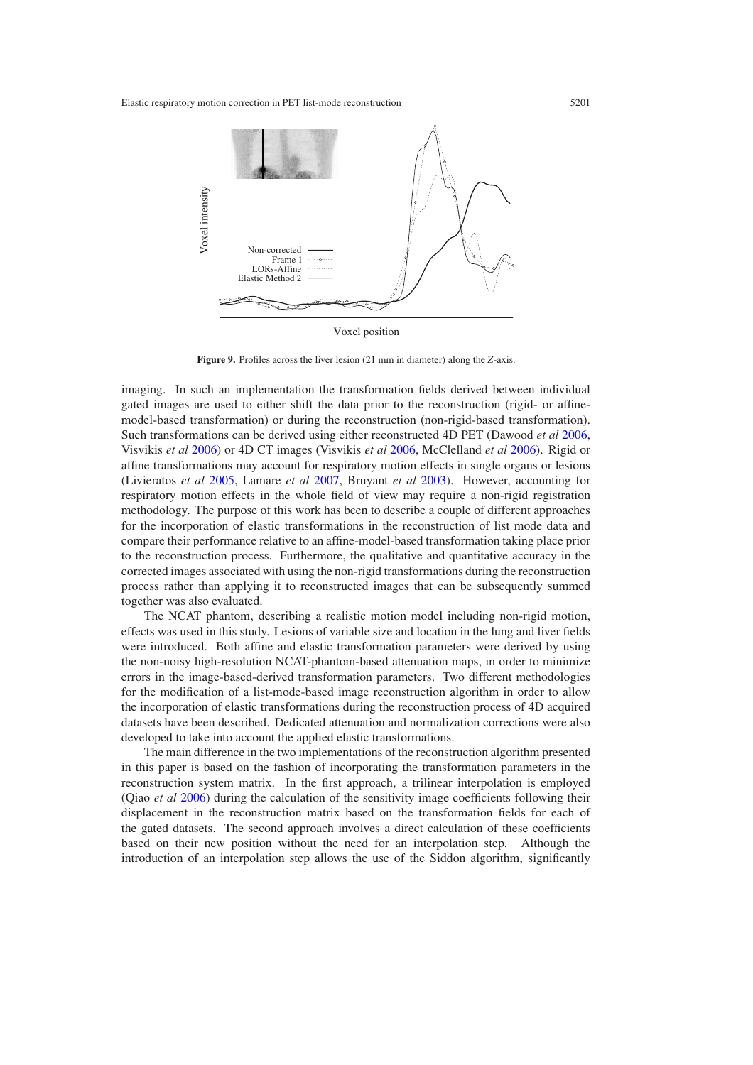**Figure 9.** Profiles across the liver lesion (21 mm in diameter) along the Z-axis.

imaging. In such an implementation the transformation fields derived between individual gated images are used to either shift the data prior to the reconstruction (rigid- or affine-model-based transformation) or during the reconstruction (non-rigid-based transformation). Such transformations can be derived using either reconstructed 4D PET (Dawood *et al* 2006, Visvikis *et al* 2006) or 4D CT images (Visvikis *et al* 2006, McClelland *et al* 2006). Rigid or affine transformations may account for respiratory motion effects in single organs or lesions (Livieratos *et al* 2005, Lamare *et al* 2007, Bruyant *et al* 2003). However, accounting for respiratory motion effects in the whole field of view may require a non-rigid registration methodology. The purpose of this work has been to describe a couple of different approaches for the incorporation of elastic transformations in the reconstruction of list mode data and compare their performance relative to an affine-model-based transformation taking place prior to the reconstruction process. Furthermore, the qualitative and quantitative accuracy in the corrected images associated with using the non-rigid transformations during the reconstruction process rather than applying it to reconstructed images that can be subsequently summed together was also evaluated.

The NCAT phantom, describing a realistic motion model including non-rigid motion, effects was used in this study. Lesions of variable size and location in the lung and liver fields were introduced. Both affine and elastic transformation parameters were derived by using the non-noisy high-resolution NCAT-phantom-based attenuation maps, in order to minimize errors in the image-based-derived transformation parameters. Two different methodologies for the modification of a list-mode-based image reconstruction algorithm in order to allow the incorporation of elastic transformations during the reconstruction process of 4D acquired datasets have been described. Dedicated attenuation and normalization corrections were also developed to take into account the applied elastic transformations.

The main difference in the two implementations of the reconstruction algorithm presented in this paper is based on the fashion of incorporating the transformation parameters in the reconstruction system matrix. In the first approach, a trilinear interpolation is employed (Qiao *et al* 2006) during the calculation of the sensitivity image coefficients following their displacement in the reconstruction matrix based on the transformation fields for each of the gated datasets. The second approach involves a direct calculation of these coefficients based on their new position without the need for an interpolation step. Although the introduction of an interpolation step allows the use of the Siddon algorithm, significantly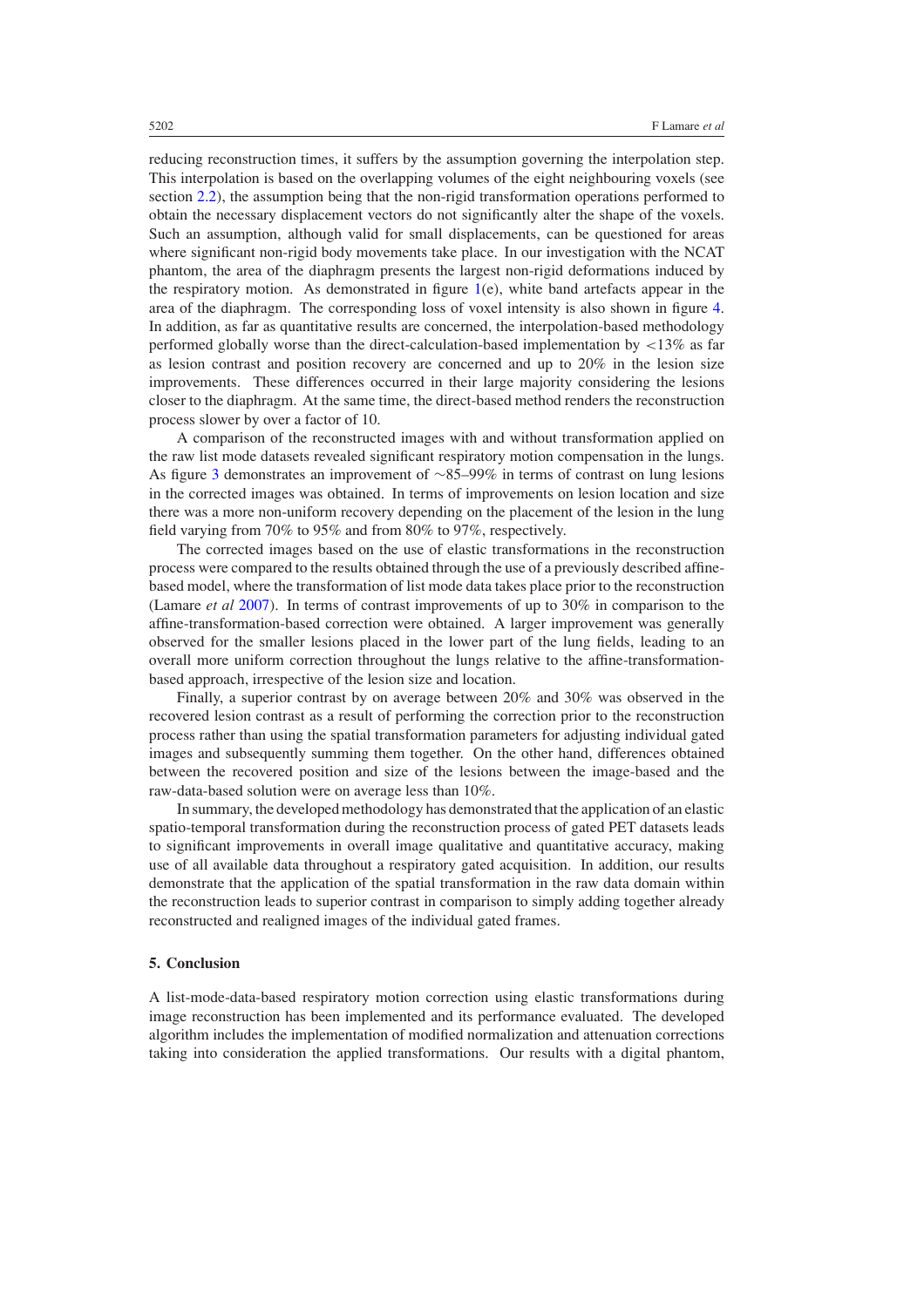reducing reconstruction times, it suffers by the assumption governing the interpolation step. This interpolation is based on the overlapping volumes of the eight neighbouring voxels (see section 2.2), the assumption being that the non-rigid transformation operations performed to obtain the necessary displacement vectors do not significantly alter the shape of the voxels. Such an assumption, although valid for small displacements, can be questioned for areas where significant non-rigid body movements take place. In our investigation with the NCAT phantom, the area of the diaphragm presents the largest non-rigid deformations induced by the respiratory motion. As demonstrated in figure 1(e), white band artefacts appear in the area of the diaphragm. The corresponding loss of voxel intensity is also shown in figure 4. In addition, as far as quantitative results are concerned, the interpolation-based methodology performed globally worse than the direct-calculation-based implementation by $<13\%$ as far as lesion contrast and position recovery are concerned and up to 20% in the lesion size improvements. These differences occurred in their large majority considering the lesions closer to the diaphragm. At the same time, the direct-based method renders the reconstruction process slower by over a factor of 10.

A comparison of the reconstructed images with and without transformation applied on the raw list mode datasets revealed significant respiratory motion compensation in the lungs. As figure 3 demonstrates an improvement of $\sim$85–99% in terms of contrast on lung lesions in the corrected images was obtained. In terms of improvements on lesion location and size there was a more non-uniform recovery depending on the placement of the lesion in the lung field varying from 70% to 95% and from 80% to 97%, respectively.

The corrected images based on the use of elastic transformations in the reconstruction process were compared to the results obtained through the use of a previously described affine-based model, where the transformation of list mode data takes place prior to the reconstruction (Lamare *et al* 2007). In terms of contrast improvements of up to 30% in comparison to the affine-transformation-based correction were obtained. A larger improvement was generally observed for the smaller lesions placed in the lower part of the lung fields, leading to an overall more uniform correction throughout the lungs relative to the affine-transformation-based approach, irrespective of the lesion size and location.

Finally, a superior contrast by on average between 20% and 30% was observed in the recovered lesion contrast as a result of performing the correction prior to the reconstruction process rather than using the spatial transformation parameters for adjusting individual gated images and subsequently summing them together. On the other hand, differences obtained between the recovered position and size of the lesions between the image-based and the raw-data-based solution were on average less than 10%.

In summary, the developed methodology has demonstrated that the application of an elastic spatio-temporal transformation during the reconstruction process of gated PET datasets leads to significant improvements in overall image qualitative and quantitative accuracy, making use of all available data throughout a respiratory gated acquisition. In addition, our results demonstrate that the application of the spatial transformation in the raw data domain within the reconstruction leads to superior contrast in comparison to simply adding together already reconstructed and realigned images of the individual gated frames.

## 5. Conclusion

A list-mode-data-based respiratory motion correction using elastic transformations during image reconstruction has been implemented and its performance evaluated. The developed algorithm includes the implementation of modified normalization and attenuation corrections taking into consideration the applied transformations. Our results with a digital phantom,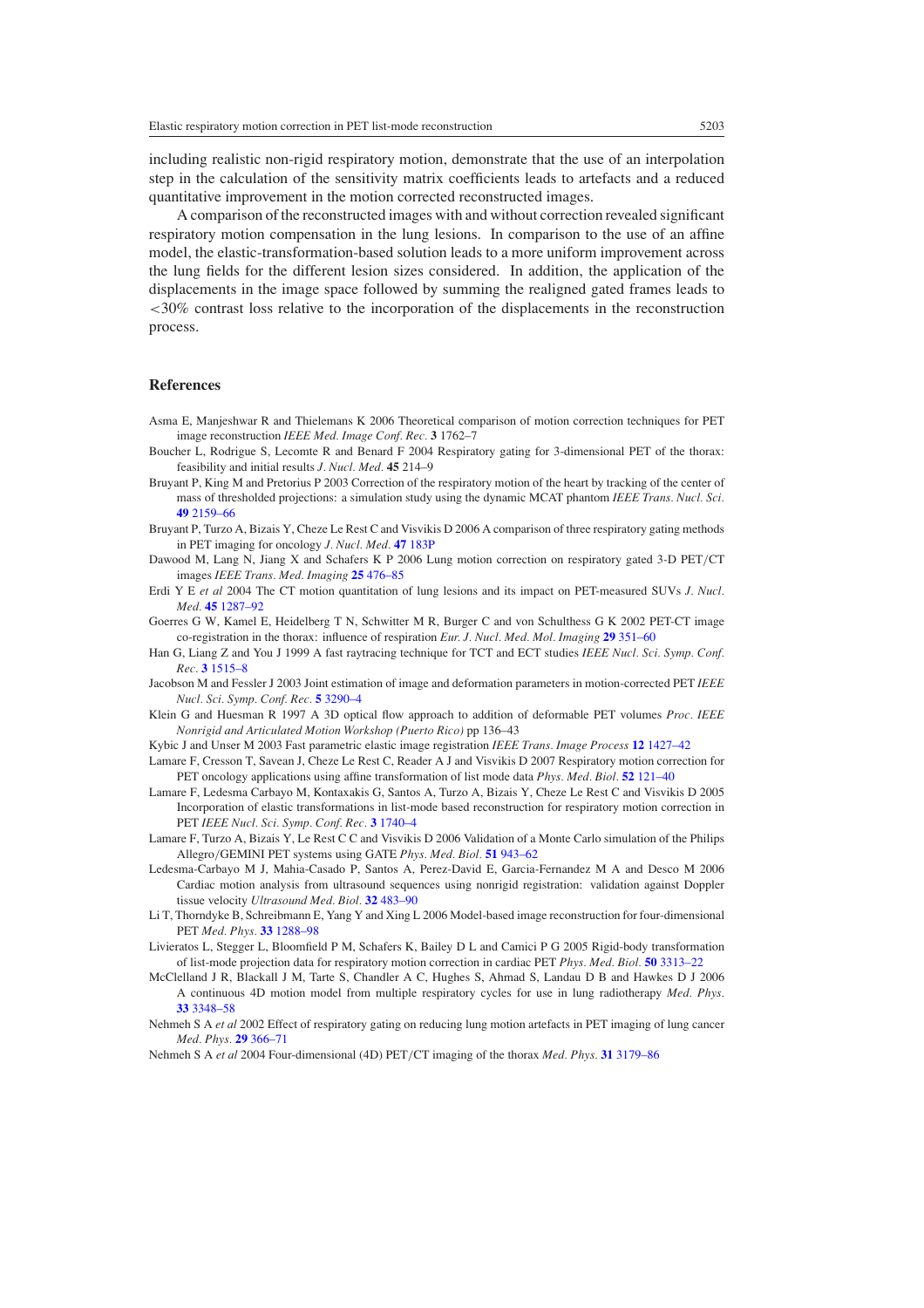including realistic non-rigid respiratory motion, demonstrate that the use of an interpolation step in the calculation of the sensitivity matrix coefficients leads to artefacts and a reduced quantitative improvement in the motion corrected reconstructed images.

A comparison of the reconstructed images with and without correction revealed significant respiratory motion compensation in the lung lesions. In comparison to the use of an affine model, the elastic-transformation-based solution leads to a more uniform improvement across the lung fields for the different lesion sizes considered. In addition, the application of the displacements in the image space followed by summing the realigned gated frames leads to $<$30% contrast loss relative to the incorporation of the displacements in the reconstruction process.

## References

Asma E, Manjeshwar R and Thielemans K 2006 Theoretical comparison of motion correction techniques for PET image reconstruction *IEEE Med. Image Conf. Rec.* **3** 1762–7

Boucher L, Rodrigue S, Lecomte R and Benard F 2004 Respiratory gating for 3-dimensional PET of the thorax: feasibility and initial results *J. Nucl. Med.* **45** 214–9

Bruyant P, King M and Pretorius P 2003 Correction of the respiratory motion of the heart by tracking of the center of mass of thresholded projections: a simulation study using the dynamic MCAT phantom *IEEE Trans. Nucl. Sci.* **49** 2159–66

Bruyant P, Turzo A, Bizais Y, Cheze Le Rest C and Visvikis D 2006 A comparison of three respiratory gating methods in PET imaging for oncology *J. Nucl. Med.* **47** 183P

Dawood M, Lang N, Jiang X and Schafers K P 2006 Lung motion correction on respiratory gated 3-D PET/CT images *IEEE Trans. Med. Imaging* **25** 476–85

Erdi Y E *et al* 2004 The CT motion quantitation of lung lesions and its impact on PET-measured SUVs *J. Nucl. Med.* **45** 1287–92

Goerres G W, Kamel E, Heidelberg T N, Schwitter M R, Burger C and von Schulthess G K 2002 PET-CT image co-registration in the thorax: influence of respiration *Eur. J. Nucl. Med. Mol. Imaging* **29** 351–60

Han G, Liang Z and You J 1999 A fast raytracing technique for TCT and ECT studies *IEEE Nucl. Sci. Symp. Conf. Rec.* **3** 1515–8

Jacobson M and Fessler J 2003 Joint estimation of image and deformation parameters in motion-corrected PET *IEEE Nucl. Sci. Symp. Conf. Rec.* **5** 3290–4

Klein G and Huesman R 1997 A 3D optical flow approach to addition of deformable PET volumes *Proc. IEEE Nonrigid and Articulated Motion Workshop (Puerto Rico)* pp 136–43

Kybic J and Unser M 2003 Fast parametric elastic image registration *IEEE Trans. Image Process* **12** 1427–42

Lamare F, Cresson T, Savean J, Cheze Le Rest C, Reader A J and Visvikis D 2007 Respiratory motion correction for PET oncology applications using affine transformation of list mode data *Phys. Med. Biol.* **52** 121–40

Lamare F, Ledesma Carbayo M, Kontaxakis G, Santos A, Turzo A, Bizais Y, Cheze Le Rest C and Visvikis D 2005 Incorporation of elastic transformations in list-mode based reconstruction for respiratory motion correction in PET *IEEE Nucl. Sci. Symp. Conf. Rec.* **3** 1740–4

Lamare F, Turzo A, Bizais Y, Le Rest C C and Visvikis D 2006 Validation of a Monte Carlo simulation of the Philips Allegro/GEMINI PET systems using GATE *Phys. Med. Biol.* **51** 943–62

Ledesma-Carbayo M J, Mahia-Casado P, Santos A, Perez-David E, Garcia-Fernandez M A and Desco M 2006 Cardiac motion analysis from ultrasound sequences using nonrigid registration: validation against Doppler tissue velocity *Ultrasound Med. Biol.* **32** 483–90

Li T, Thorndyke B, Schreibmann E, Yang Y and Xing L 2006 Model-based image reconstruction for four-dimensional PET *Med. Phys.* **33** 1288–98

Livieratos L, Stegger L, Bloomfield P M, Schafers K, Bailey D L and Camici P G 2005 Rigid-body transformation of list-mode projection data for respiratory motion correction in cardiac PET *Phys. Med. Biol.* **50** 3313–22

McClelland J R, Blackall J M, Tarte S, Chandler A C, Hughes S, Ahmad S, Landau D B and Hawkes D J 2006 A continuous 4D motion model from multiple respiratory cycles for use in lung radiotherapy *Med. Phys.* **33** 3348–58

Nehmeh S A *et al* 2002 Effect of respiratory gating on reducing lung motion artefacts in PET imaging of lung cancer *Med. Phys.* **29** 366–71

Nehmeh S A *et al* 2004 Four-dimensional (4D) PET/CT imaging of the thorax *Med. Phys.* **31** 3179–86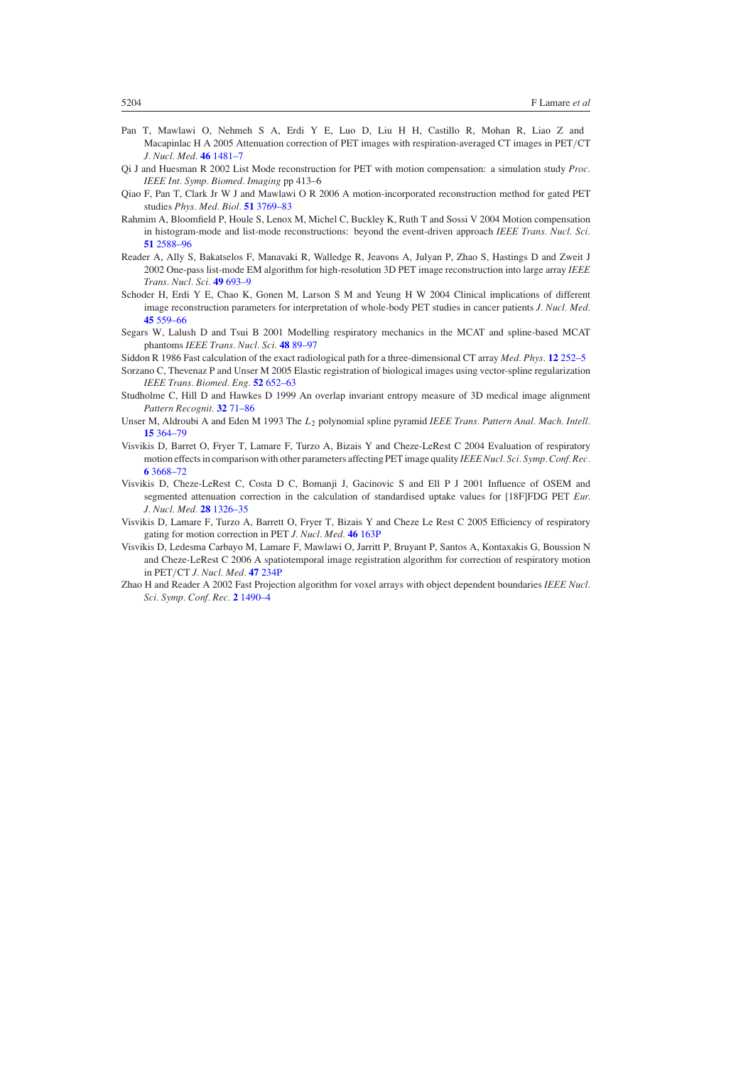Pan T, Mawlawi O, Nehmeh S A, Erdi Y E, Luo D, Liu H H, Castillo R, Mohan R, Liao Z and Macapinlac H A 2005 Attenuation correction of PET images with respiration-averaged CT images in PET/CT *J. Nucl. Med.* **46** 1481–7

Qi J and Huesman R 2002 List Mode reconstruction for PET with motion compensation: a simulation study *Proc. IEEE Int. Symp. Biomed. Imaging* pp 413–6

Qiao F, Pan T, Clark Jr W J and Mawlawi O R 2006 A motion-incorporated reconstruction method for gated PET studies *Phys. Med. Biol.* **51** 3769–83

Rahmim A, Bloomfield P, Houle S, Lenox M, Michel C, Buckley K, Ruth T and Sossi V 2004 Motion compensation in histogram-mode and list-mode reconstructions: beyond the event-driven approach *IEEE Trans. Nucl. Sci.* **51** 2588–96

Reader A, Ally S, Bakatselos F, Manavaki R, Walledge R, Jeavons A, Julyan P, Zhao S, Hastings D and Zweit J 2002 One-pass list-mode EM algorithm for high-resolution 3D PET image reconstruction into large array *IEEE Trans. Nucl. Sci.* **49** 693–9

Schoder H, Erdi Y E, Chao K, Gonen M, Larson S M and Yeung H W 2004 Clinical implications of different image reconstruction parameters for interpretation of whole-body PET studies in cancer patients *J. Nucl. Med.* **45** 559–66

Segars W, Lalush D and Tsui B 2001 Modelling respiratory mechanics in the MCAT and spline-based MCAT phantoms *IEEE Trans. Nucl. Sci.* **48** 89–97

Siddon R 1986 Fast calculation of the exact radiological path for a three-dimensional CT array *Med. Phys.* **12** 252–5

Sorzano C, Thevenaz P and Unser M 2005 Elastic registration of biological images using vector-spline regularization *IEEE Trans. Biomed. Eng.* **52** 652–63

Studholme C, Hill D and Hawkes D 1999 An overlap invariant entropy measure of 3D medical image alignment *Pattern Recognit.* **32** 71–86

Unser M, Aldroubi A and Eden M 1993 The $L_2$ polynomial spline pyramid *IEEE Trans. Pattern Anal. Mach. Intell.* **15** 364–79

Visvikis D, Barret O, Fryer T, Lamare F, Turzo A, Bizais Y and Cheze-LeRest C 2004 Evaluation of respiratory motion effects in comparison with other parameters affecting PET image quality *IEEE Nucl. Sci. Symp. Conf. Rec.* **6** 3668–72

Visvikis D, Cheze-LeRest C, Costa D C, Bomanji J, Gacinovic S and Ell P J 2001 Influence of OSEM and segmented attenuation correction in the calculation of standardised uptake values for [18F]FDG PET *Eur. J. Nucl. Med.* **28** 1326–35

Visvikis D, Lamare F, Turzo A, Barrett O, Fryer T, Bizais Y and Cheze Le Rest C 2005 Efficiency of respiratory gating for motion correction in PET *J. Nucl. Med.* **46** 163P

Visvikis D, Ledesma Carbayo M, Lamare F, Mawlawi O, Jarritt P, Bruyant P, Santos A, Kontaxakis G, Boussion N and Cheze-LeRest C 2006 A spatiotemporal image registration algorithm for correction of respiratory motion in PET/CT *J. Nucl. Med.* **47** 234P

Zhao H and Reader A 2002 Fast Projection algorithm for voxel arrays with object dependent boundaries *IEEE Nucl. Sci. Symp. Conf. Rec.* **2** 1490–4